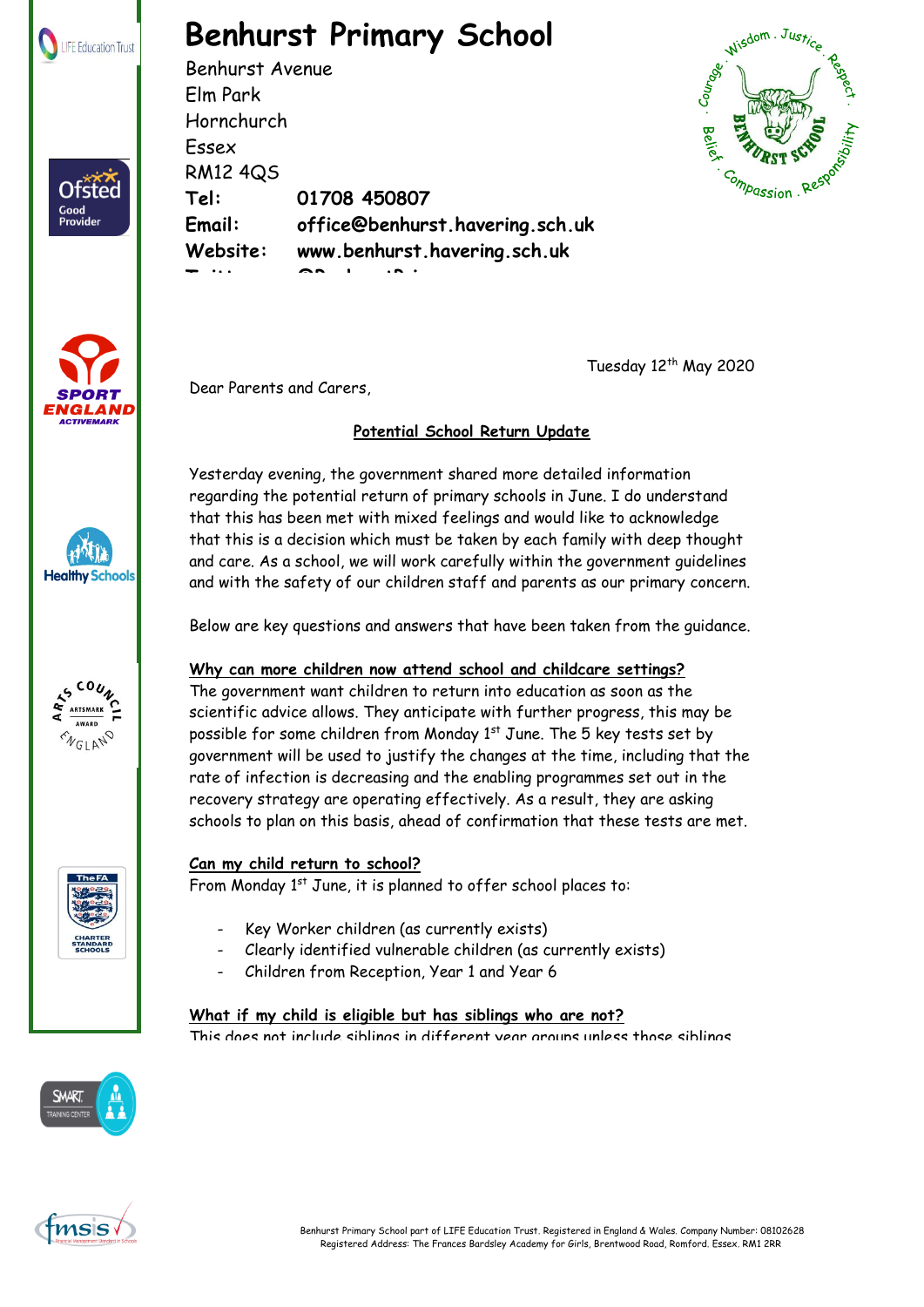# Benhurst Primary School

Benhurst Avenue
Elm Park
Hornchurch
Essex
RM12 4QS

**Tel:** **01708 450807**
**Email:** **office@benhurst.havering.sch.uk**
**Website:** **www.benhurst.havering.sch.uk**

Tuesday 12th May 2020

Dear Parents and Carers,

## Potential School Return Update

Yesterday evening, the government shared more detailed information regarding the potential return of primary schools in June. I do understand that this has been met with mixed feelings and would like to acknowledge that this is a decision which must be taken by each family with deep thought and care. As a school, we will work carefully within the government guidelines and with the safety of our children staff and parents as our primary concern.

Below are key questions and answers that have been taken from the guidance.

### Why can more children now attend school and childcare settings?

The government want children to return into education as soon as the scientific advice allows. They anticipate with further progress, this may be possible for some children from Monday 1st June. The 5 key tests set by government will be used to justify the changes at the time, including that the rate of infection is decreasing and the enabling programmes set out in the recovery strategy are operating effectively. As a result, they are asking schools to plan on this basis, ahead of confirmation that these tests are met.

### Can my child return to school?

From Monday 1st June, it is planned to offer school places to:

- Key Worker children (as currently exists)
- Clearly identified vulnerable children (as currently exists)
- Children from Reception, Year 1 and Year 6

### What if my child is eligible but has siblings who are not?

This does not include siblings in different year groups unless those siblings

Benhurst Primary School part of LIFE Education Trust. Registered in England & Wales. Company Number: 08102628
Registered Address: The Frances Bardsley Academy for Girls, Brentwood Road, Romford. Essex. RM1 2RR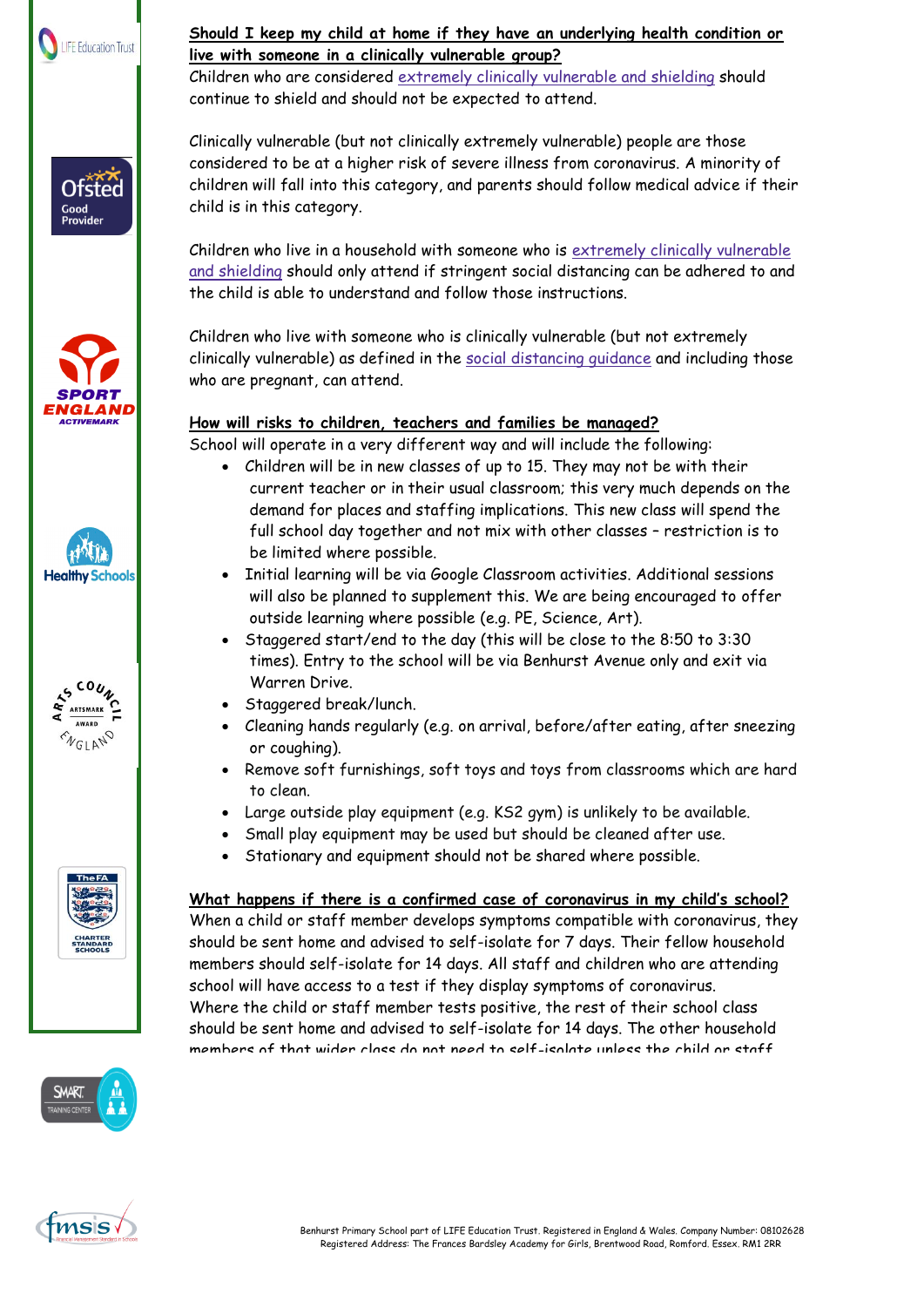**Should I keep my child at home if they have an underlying health condition or live with someone in a clinically vulnerable group?**

Children who are considered extremely clinically vulnerable and shielding should continue to shield and should not be expected to attend.

Clinically vulnerable (but not clinically extremely vulnerable) people are those considered to be at a higher risk of severe illness from coronavirus. A minority of children will fall into this category, and parents should follow medical advice if their child is in this category.

Children who live in a household with someone who is extremely clinically vulnerable and shielding should only attend if stringent social distancing can be adhered to and the child is able to understand and follow those instructions.

Children who live with someone who is clinically vulnerable (but not extremely clinically vulnerable) as defined in the social distancing guidance and including those who are pregnant, can attend.

**How will risks to children, teachers and families be managed?**

School will operate in a very different way and will include the following:

- Children will be in new classes of up to 15. They may not be with their current teacher or in their usual classroom; this very much depends on the demand for places and staffing implications. This new class will spend the full school day together and not mix with other classes – restriction is to be limited where possible.
- Initial learning will be via Google Classroom activities. Additional sessions will also be planned to supplement this. We are being encouraged to offer outside learning where possible (e.g. PE, Science, Art).
- Staggered start/end to the day (this will be close to the 8:50 to 3:30 times). Entry to the school will be via Benhurst Avenue only and exit via Warren Drive.
- Staggered break/lunch.
- Cleaning hands regularly (e.g. on arrival, before/after eating, after sneezing or coughing).
- Remove soft furnishings, soft toys and toys from classrooms which are hard to clean.
- Large outside play equipment (e.g. KS2 gym) is unlikely to be available.
- Small play equipment may be used but should be cleaned after use.
- Stationary and equipment should not be shared where possible.

**What happens if there is a confirmed case of coronavirus in my child's school?**

When a child or staff member develops symptoms compatible with coronavirus, they should be sent home and advised to self-isolate for 7 days. Their fellow household members should self-isolate for 14 days. All staff and children who are attending school will have access to a test if they display symptoms of coronavirus.
Where the child or staff member tests positive, the rest of their school class should be sent home and advised to self-isolate for 14 days. The other household members of that wider class do not need to self-isolate unless the child or staff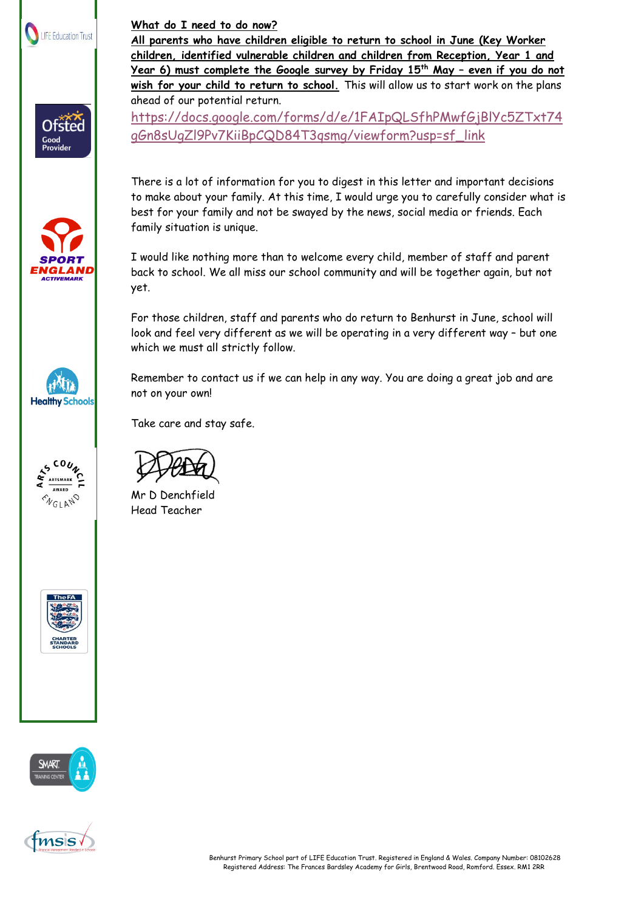**What do I need to do now?**

**All parents who have children eligible to return to school in June (Key Worker children, identified vulnerable children and children from Reception, Year 1 and Year 6) must complete the Google survey by Friday 15th May – even if you do not wish for your child to return to school.** This will allow us to start work on the plans ahead of our potential return.

https://docs.google.com/forms/d/e/1FAIpQLSfhPMwfGjBlYc5ZTxt74gGn8sUgZI9Pv7KiiBpCQD84T3qsmg/viewform?usp=sf_link

There is a lot of information for you to digest in this letter and important decisions to make about your family. At this time, I would urge you to carefully consider what is best for your family and not be swayed by the news, social media or friends. Each family situation is unique.

I would like nothing more than to welcome every child, member of staff and parent back to school. We all miss our school community and will be together again, but not yet.

For those children, staff and parents who do return to Benhurst in June, school will look and feel very different as we will be operating in a very different way – but one which we must all strictly follow.

Remember to contact us if we can help in any way. You are doing a great job and are not on your own!

Take care and stay safe.

Mr D Denchfield
Head Teacher

Benhurst Primary School part of LIFE Education Trust. Registered in England & Wales. Company Number: 08102628
Registered Address: The Frances Bardsley Academy for Girls, Brentwood Road, Romford. Essex. RM1 2RR